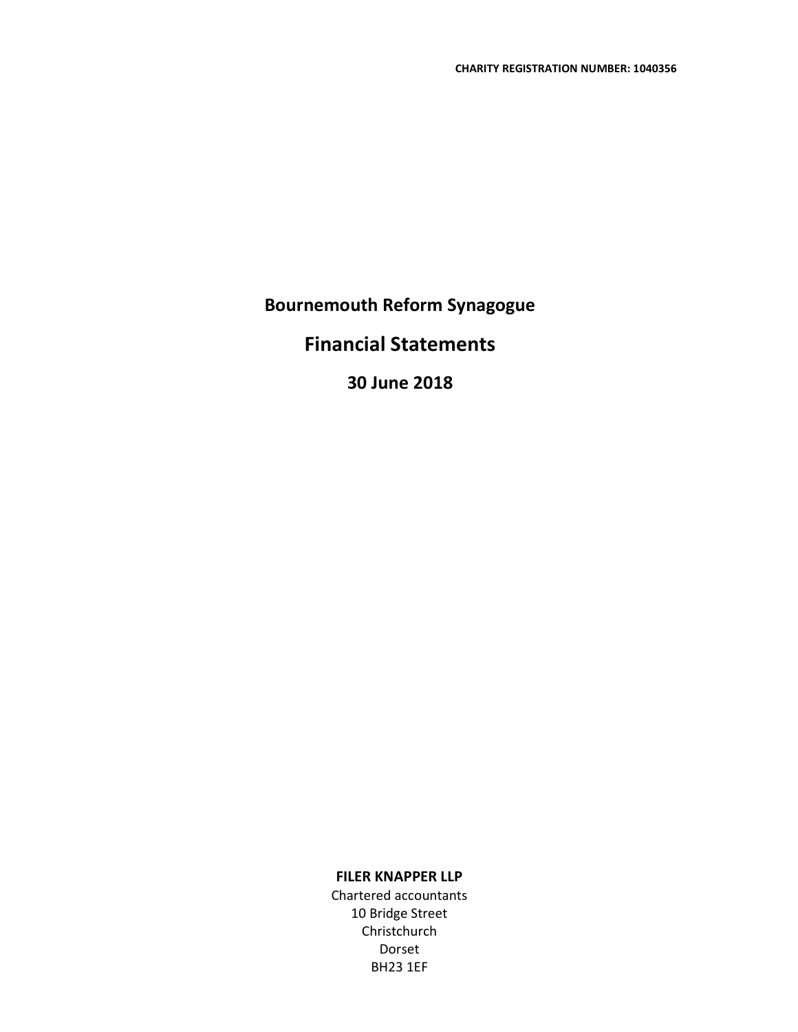**CHARITY REGISTRATION NUMBER: 1040356**

# Bournemouth Reform Synagogue

# Financial Statements

## 30 June 2018

**FILER KNAPPER LLP**
Chartered accountants
10 Bridge Street
Christchurch
Dorset
BH23 1EF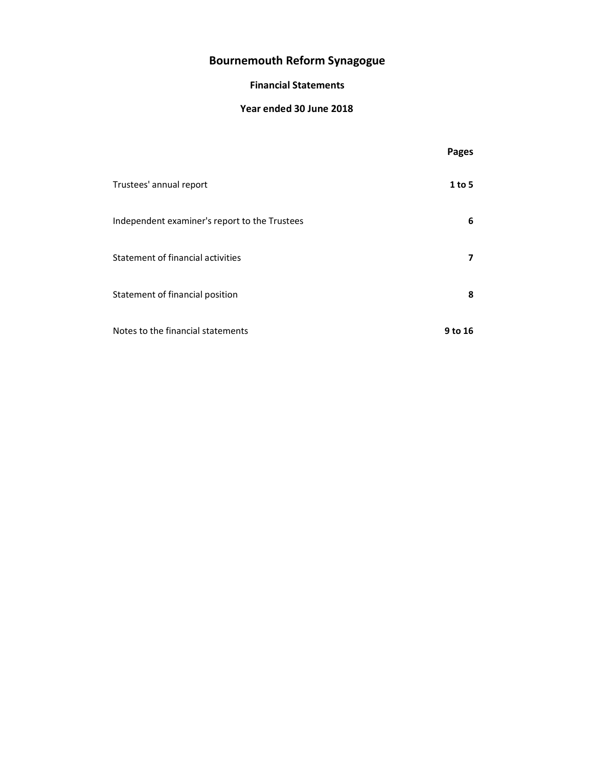# Bournemouth Reform Synagogue

## Financial Statements

## Year ended 30 June 2018

| | Pages |
|---|---|
| Trustees' annual report | **1 to 5** |
| Independent examiner's report to the Trustees | **6** |
| Statement of financial activities | **7** |
| Statement of financial position | **8** |
| Notes to the financial statements | **9 to 16** |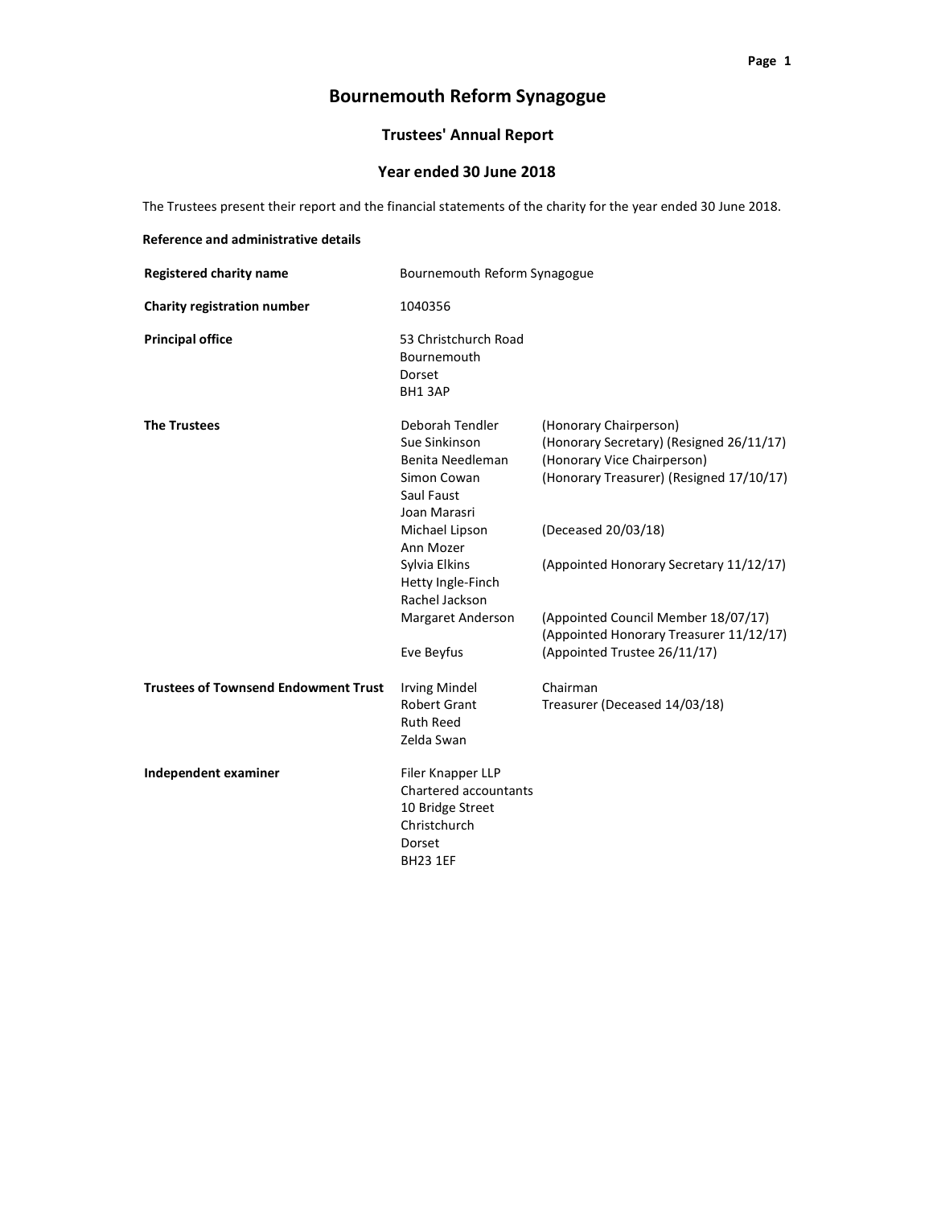# Bournemouth Reform Synagogue

## Trustees' Annual Report

## Year ended 30 June 2018

The Trustees present their report and the financial statements of the charity for the year ended 30 June 2018.

**Reference and administrative details**

| | | |
|---|---|---|
| **Registered charity name** | Bournemouth Reform Synagogue | |
| **Charity registration number** | 1040356 | |
| **Principal office** | 53 Christchurch Road<br>Bournemouth<br>Dorset<br>BH1 3AP | |
| **The Trustees** | Deborah Tendler | (Honorary Chairperson) |
| | Sue Sinkinson | (Honorary Secretary) (Resigned 26/11/17) |
| | Benita Needleman | (Honorary Vice Chairperson) |
| | Simon Cowan | (Honorary Treasurer) (Resigned 17/10/17) |
| | Saul Faust | |
| | Joan Marasri | |
| | Michael Lipson | (Deceased 20/03/18) |
| | Ann Mozer | |
| | Sylvia Elkins | (Appointed Honorary Secretary 11/12/17) |
| | Hetty Ingle-Finch | |
| | Rachel Jackson | |
| | Margaret Anderson | (Appointed Council Member 18/07/17)<br>(Appointed Honorary Treasurer 11/12/17) |
| | Eve Beyfus | (Appointed Trustee 26/11/17) |
| **Trustees of Townsend Endowment Trust** | Irving Mindel | Chairman |
| | Robert Grant | Treasurer (Deceased 14/03/18) |
| | Ruth Reed | |
| | Zelda Swan | |
| **Independent examiner** | Filer Knapper LLP<br>Chartered accountants<br>10 Bridge Street<br>Christchurch<br>Dorset<br>BH23 1EF | |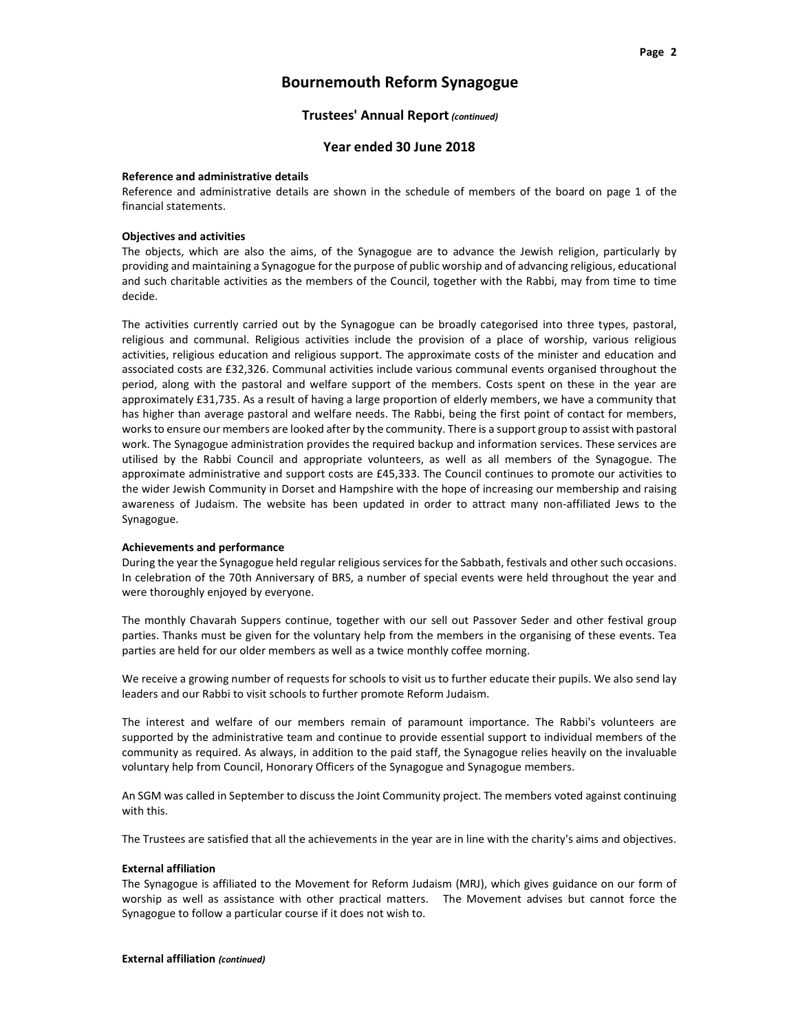# Bournemouth Reform Synagogue

## Trustees' Annual Report *(continued)*

## Year ended 30 June 2018

**Reference and administrative details**
Reference and administrative details are shown in the schedule of members of the board on page 1 of the financial statements.

**Objectives and activities**
The objects, which are also the aims, of the Synagogue are to advance the Jewish religion, particularly by providing and maintaining a Synagogue for the purpose of public worship and of advancing religious, educational and such charitable activities as the members of the Council, together with the Rabbi, may from time to time decide.

The activities currently carried out by the Synagogue can be broadly categorised into three types, pastoral, religious and communal. Religious activities include the provision of a place of worship, various religious activities, religious education and religious support. The approximate costs of the minister and education and associated costs are £32,326. Communal activities include various communal events organised throughout the period, along with the pastoral and welfare support of the members. Costs spent on these in the year are approximately £31,735. As a result of having a large proportion of elderly members, we have a community that has higher than average pastoral and welfare needs. The Rabbi, being the first point of contact for members, works to ensure our members are looked after by the community. There is a support group to assist with pastoral work. The Synagogue administration provides the required backup and information services. These services are utilised by the Rabbi Council and appropriate volunteers, as well as all members of the Synagogue. The approximate administrative and support costs are £45,333. The Council continues to promote our activities to the wider Jewish Community in Dorset and Hampshire with the hope of increasing our membership and raising awareness of Judaism. The website has been updated in order to attract many non-affiliated Jews to the Synagogue.

**Achievements and performance**
During the year the Synagogue held regular religious services for the Sabbath, festivals and other such occasions. In celebration of the 70th Anniversary of BRS, a number of special events were held throughout the year and were thoroughly enjoyed by everyone.

The monthly Chavarah Suppers continue, together with our sell out Passover Seder and other festival group parties. Thanks must be given for the voluntary help from the members in the organising of these events. Tea parties are held for our older members as well as a twice monthly coffee morning.

We receive a growing number of requests for schools to visit us to further educate their pupils. We also send lay leaders and our Rabbi to visit schools to further promote Reform Judaism.

The interest and welfare of our members remain of paramount importance. The Rabbi's volunteers are supported by the administrative team and continue to provide essential support to individual members of the community as required. As always, in addition to the paid staff, the Synagogue relies heavily on the invaluable voluntary help from Council, Honorary Officers of the Synagogue and Synagogue members.

An SGM was called in September to discuss the Joint Community project. The members voted against continuing with this.

The Trustees are satisfied that all the achievements in the year are in line with the charity's aims and objectives.

**External affiliation**
The Synagogue is affiliated to the Movement for Reform Judaism (MRJ), which gives guidance on our form of worship as well as assistance with other practical matters. The Movement advises but cannot force the Synagogue to follow a particular course if it does not wish to.

**External affiliation** *(continued)*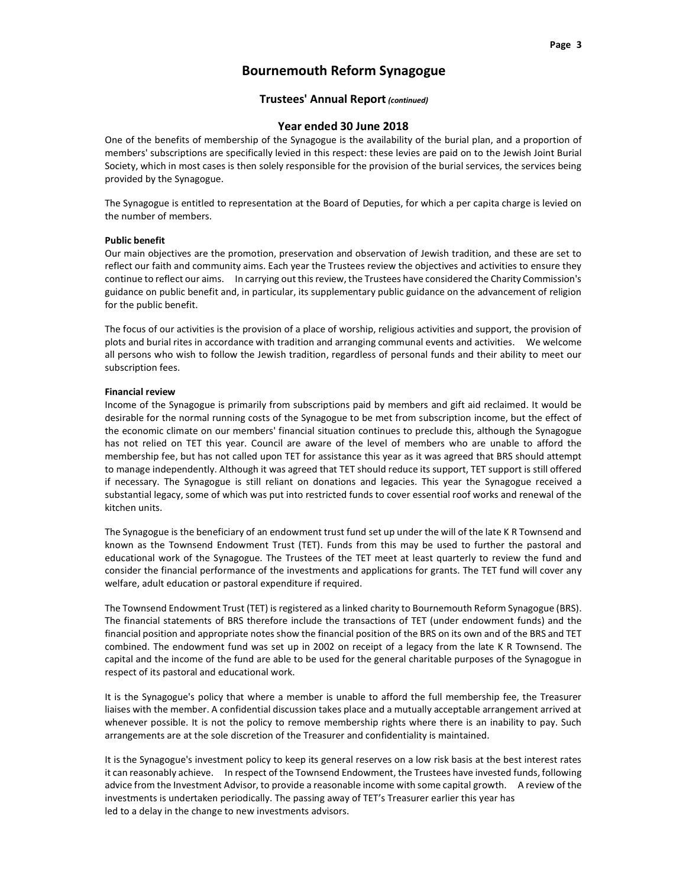# Bournemouth Reform Synagogue

## Trustees' Annual Report *(continued)*

## Year ended 30 June 2018

One of the benefits of membership of the Synagogue is the availability of the burial plan, and a proportion of members' subscriptions are specifically levied in this respect: these levies are paid on to the Jewish Joint Burial Society, which in most cases is then solely responsible for the provision of the burial services, the services being provided by the Synagogue.

The Synagogue is entitled to representation at the Board of Deputies, for which a per capita charge is levied on the number of members.

**Public benefit**

Our main objectives are the promotion, preservation and observation of Jewish tradition, and these are set to reflect our faith and community aims. Each year the Trustees review the objectives and activities to ensure they continue to reflect our aims. In carrying out this review, the Trustees have considered the Charity Commission's guidance on public benefit and, in particular, its supplementary public guidance on the advancement of religion for the public benefit.

The focus of our activities is the provision of a place of worship, religious activities and support, the provision of plots and burial rites in accordance with tradition and arranging communal events and activities. We welcome all persons who wish to follow the Jewish tradition, regardless of personal funds and their ability to meet our subscription fees.

**Financial review**

Income of the Synagogue is primarily from subscriptions paid by members and gift aid reclaimed. It would be desirable for the normal running costs of the Synagogue to be met from subscription income, but the effect of the economic climate on our members' financial situation continues to preclude this, although the Synagogue has not relied on TET this year. Council are aware of the level of members who are unable to afford the membership fee, but has not called upon TET for assistance this year as it was agreed that BRS should attempt to manage independently. Although it was agreed that TET should reduce its support, TET support is still offered if necessary. The Synagogue is still reliant on donations and legacies. This year the Synagogue received a substantial legacy, some of which was put into restricted funds to cover essential roof works and renewal of the kitchen units.

The Synagogue is the beneficiary of an endowment trust fund set up under the will of the late K R Townsend and known as the Townsend Endowment Trust (TET). Funds from this may be used to further the pastoral and educational work of the Synagogue. The Trustees of the TET meet at least quarterly to review the fund and consider the financial performance of the investments and applications for grants. The TET fund will cover any welfare, adult education or pastoral expenditure if required.

The Townsend Endowment Trust (TET) is registered as a linked charity to Bournemouth Reform Synagogue (BRS). The financial statements of BRS therefore include the transactions of TET (under endowment funds) and the financial position and appropriate notes show the financial position of the BRS on its own and of the BRS and TET combined. The endowment fund was set up in 2002 on receipt of a legacy from the late K R Townsend. The capital and the income of the fund are able to be used for the general charitable purposes of the Synagogue in respect of its pastoral and educational work.

It is the Synagogue's policy that where a member is unable to afford the full membership fee, the Treasurer liaises with the member. A confidential discussion takes place and a mutually acceptable arrangement arrived at whenever possible. It is not the policy to remove membership rights where there is an inability to pay. Such arrangements are at the sole discretion of the Treasurer and confidentiality is maintained.

It is the Synagogue's investment policy to keep its general reserves on a low risk basis at the best interest rates it can reasonably achieve. In respect of the Townsend Endowment, the Trustees have invested funds, following advice from the Investment Advisor, to provide a reasonable income with some capital growth. A review of the investments is undertaken periodically. The passing away of TET's Treasurer earlier this year has led to a delay in the change to new investments advisors.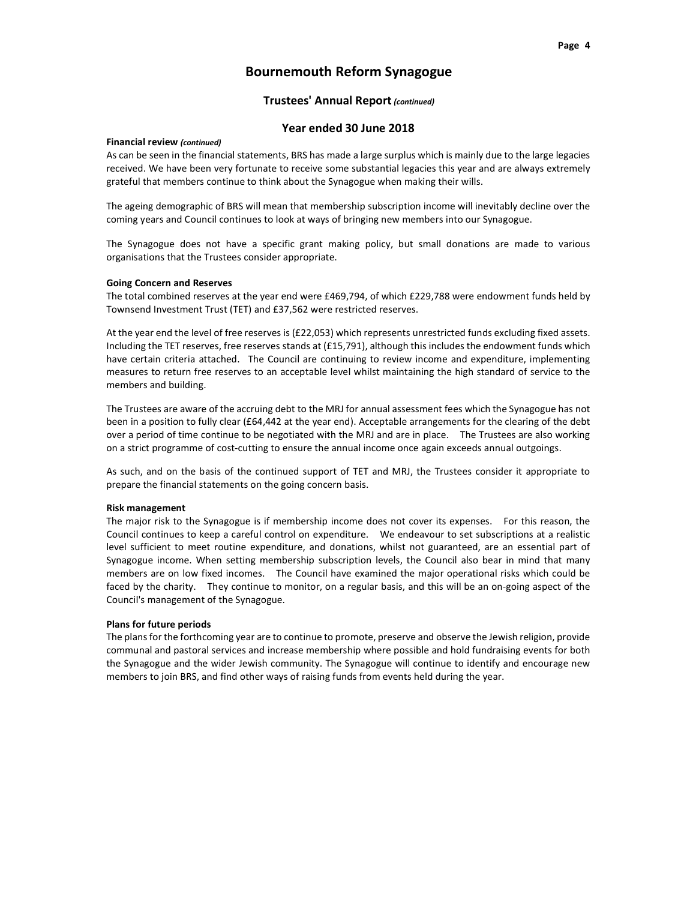# Bournemouth Reform Synagogue

## Trustees' Annual Report *(continued)*

## Year ended 30 June 2018

**Financial review** ***(continued)***

As can be seen in the financial statements, BRS has made a large surplus which is mainly due to the large legacies received. We have been very fortunate to receive some substantial legacies this year and are always extremely grateful that members continue to think about the Synagogue when making their wills.

The ageing demographic of BRS will mean that membership subscription income will inevitably decline over the coming years and Council continues to look at ways of bringing new members into our Synagogue.

The Synagogue does not have a specific grant making policy, but small donations are made to various organisations that the Trustees consider appropriate.

**Going Concern and Reserves**

The total combined reserves at the year end were £469,794, of which £229,788 were endowment funds held by Townsend Investment Trust (TET) and £37,562 were restricted reserves.

At the year end the level of free reserves is (£22,053) which represents unrestricted funds excluding fixed assets. Including the TET reserves, free reserves stands at (£15,791), although this includes the endowment funds which have certain criteria attached. The Council are continuing to review income and expenditure, implementing measures to return free reserves to an acceptable level whilst maintaining the high standard of service to the members and building.

The Trustees are aware of the accruing debt to the MRJ for annual assessment fees which the Synagogue has not been in a position to fully clear (£64,442 at the year end). Acceptable arrangements for the clearing of the debt over a period of time continue to be negotiated with the MRJ and are in place. The Trustees are also working on a strict programme of cost-cutting to ensure the annual income once again exceeds annual outgoings.

As such, and on the basis of the continued support of TET and MRJ, the Trustees consider it appropriate to prepare the financial statements on the going concern basis.

**Risk management**

The major risk to the Synagogue is if membership income does not cover its expenses. For this reason, the Council continues to keep a careful control on expenditure. We endeavour to set subscriptions at a realistic level sufficient to meet routine expenditure, and donations, whilst not guaranteed, are an essential part of Synagogue income. When setting membership subscription levels, the Council also bear in mind that many members are on low fixed incomes. The Council have examined the major operational risks which could be faced by the charity. They continue to monitor, on a regular basis, and this will be an on-going aspect of the Council's management of the Synagogue.

**Plans for future periods**

The plans for the forthcoming year are to continue to promote, preserve and observe the Jewish religion, provide communal and pastoral services and increase membership where possible and hold fundraising events for both the Synagogue and the wider Jewish community. The Synagogue will continue to identify and encourage new members to join BRS, and find other ways of raising funds from events held during the year.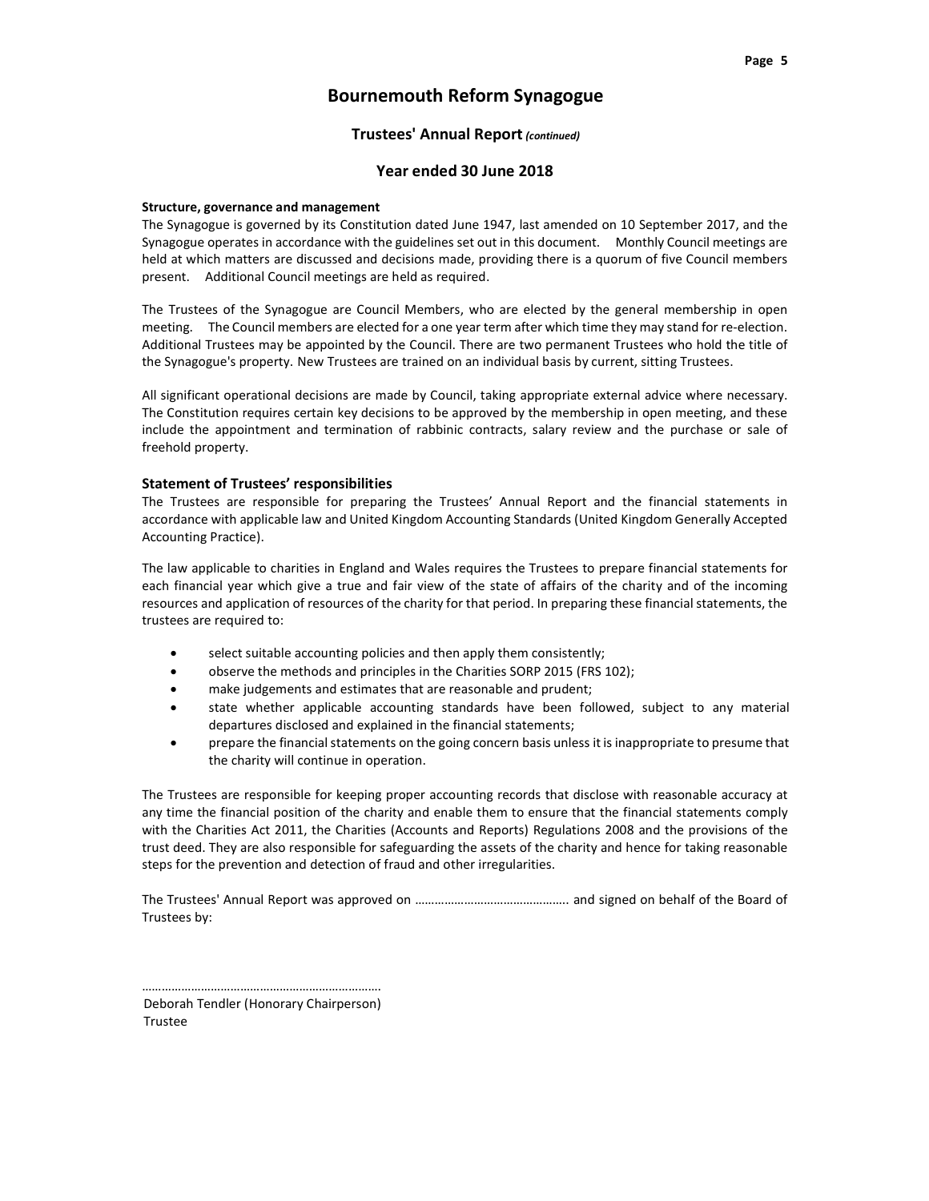# Bournemouth Reform Synagogue

## Trustees' Annual Report *(continued)*

## Year ended 30 June 2018

**Structure, governance and management**

The Synagogue is governed by its Constitution dated June 1947, last amended on 10 September 2017, and the Synagogue operates in accordance with the guidelines set out in this document. Monthly Council meetings are held at which matters are discussed and decisions made, providing there is a quorum of five Council members present. Additional Council meetings are held as required.

The Trustees of the Synagogue are Council Members, who are elected by the general membership in open meeting. The Council members are elected for a one year term after which time they may stand for re-election. Additional Trustees may be appointed by the Council. There are two permanent Trustees who hold the title of the Synagogue's property. New Trustees are trained on an individual basis by current, sitting Trustees.

All significant operational decisions are made by Council, taking appropriate external advice where necessary. The Constitution requires certain key decisions to be approved by the membership in open meeting, and these include the appointment and termination of rabbinic contracts, salary review and the purchase or sale of freehold property.

### Statement of Trustees' responsibilities

The Trustees are responsible for preparing the Trustees' Annual Report and the financial statements in accordance with applicable law and United Kingdom Accounting Standards (United Kingdom Generally Accepted Accounting Practice).

The law applicable to charities in England and Wales requires the Trustees to prepare financial statements for each financial year which give a true and fair view of the state of affairs of the charity and of the incoming resources and application of resources of the charity for that period. In preparing these financial statements, the trustees are required to:

- select suitable accounting policies and then apply them consistently;
- observe the methods and principles in the Charities SORP 2015 (FRS 102);
- make judgements and estimates that are reasonable and prudent;
- state whether applicable accounting standards have been followed, subject to any material departures disclosed and explained in the financial statements;
- prepare the financial statements on the going concern basis unless it is inappropriate to presume that the charity will continue in operation.

The Trustees are responsible for keeping proper accounting records that disclose with reasonable accuracy at any time the financial position of the charity and enable them to ensure that the financial statements comply with the Charities Act 2011, the Charities (Accounts and Reports) Regulations 2008 and the provisions of the trust deed. They are also responsible for safeguarding the assets of the charity and hence for taking reasonable steps for the prevention and detection of fraud and other irregularities.

The Trustees' Annual Report was approved on ………………………………………. and signed on behalf of the Board of Trustees by:

………………………………………………………………

Deborah Tendler (Honorary Chairperson)
Trustee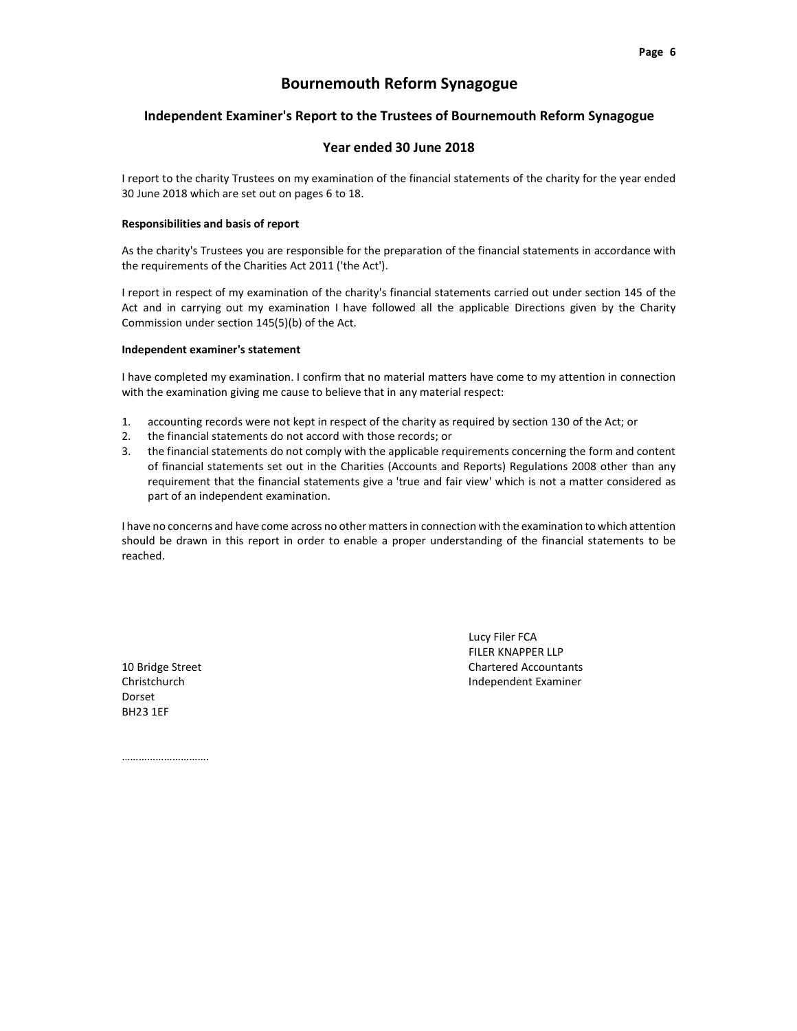# Bournemouth Reform Synagogue

## Independent Examiner's Report to the Trustees of Bournemouth Reform Synagogue

## Year ended 30 June 2018

I report to the charity Trustees on my examination of the financial statements of the charity for the year ended 30 June 2018 which are set out on pages 6 to 18.

**Responsibilities and basis of report**

As the charity's Trustees you are responsible for the preparation of the financial statements in accordance with the requirements of the Charities Act 2011 ('the Act').

I report in respect of my examination of the charity's financial statements carried out under section 145 of the Act and in carrying out my examination I have followed all the applicable Directions given by the Charity Commission under section 145(5)(b) of the Act.

**Independent examiner's statement**

I have completed my examination. I confirm that no material matters have come to my attention in connection with the examination giving me cause to believe that in any material respect:

1. accounting records were not kept in respect of the charity as required by section 130 of the Act; or
2. the financial statements do not accord with those records; or
3. the financial statements do not comply with the applicable requirements concerning the form and content of financial statements set out in the Charities (Accounts and Reports) Regulations 2008 other than any requirement that the financial statements give a 'true and fair view' which is not a matter considered as part of an independent examination.

I have no concerns and have come across no other matters in connection with the examination to which attention should be drawn in this report in order to enable a proper understanding of the financial statements to be reached.

Lucy Filer FCA
FILER KNAPPER LLP
Chartered Accountants
Independent Examiner

10 Bridge Street
Christchurch
Dorset
BH23 1EF

………………………….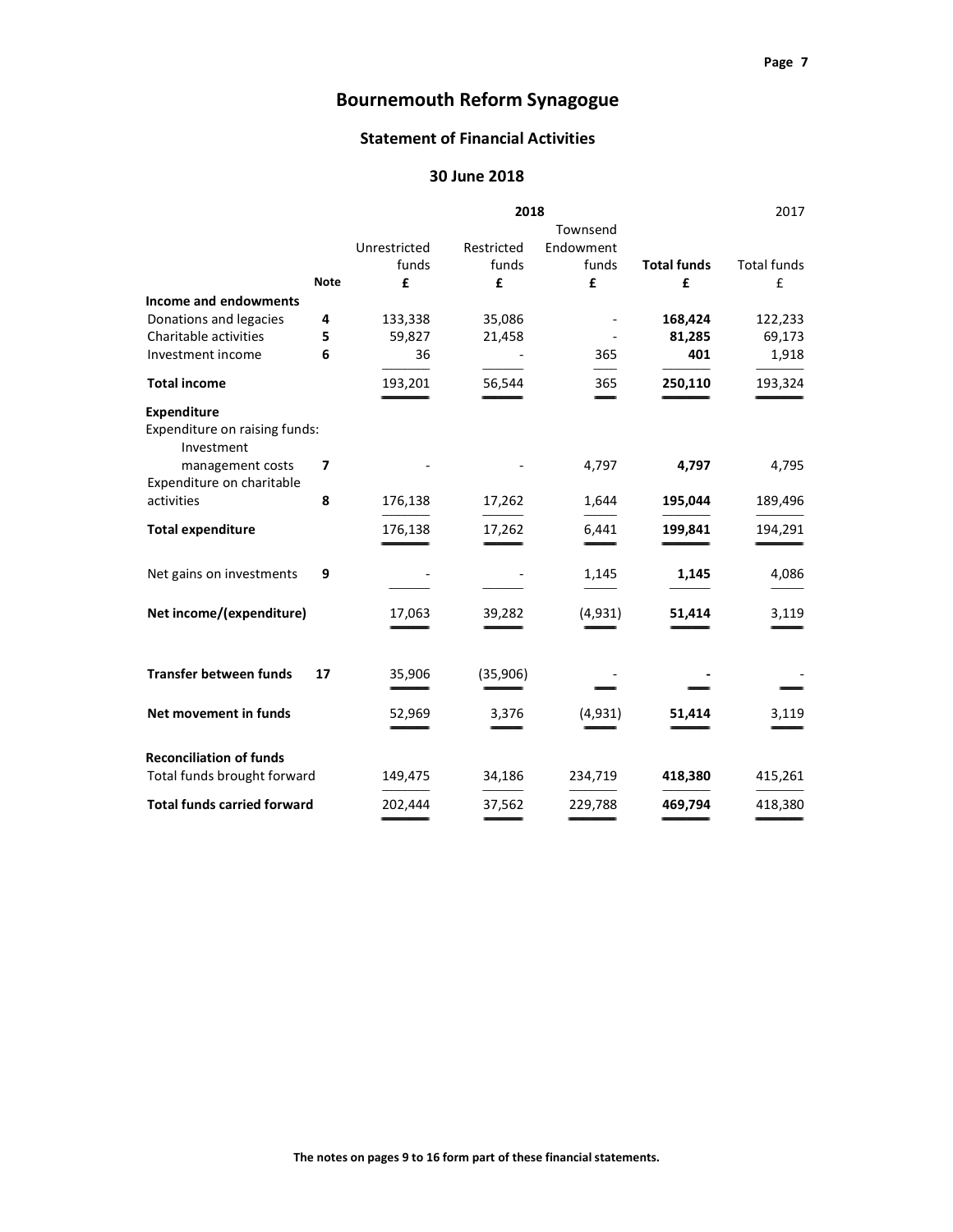# Bournemouth Reform Synagogue

## Statement of Financial Activities

### 30 June 2018

| | | 2018 | | | | 2017 |
|---|---|---|---|---|---|---|
| | | Unrestricted funds | Restricted funds | Townsend Endowment funds | **Total funds** | Total funds |
| | **Note** | **£** | **£** | **£** | **£** | £ |
| **Income and endowments** | | | | | | |
| Donations and legacies | **4** | 133,338 | 35,086 | - | **168,424** | 122,233 |
| Charitable activities | **5** | 59,827 | 21,458 | - | **81,285** | 69,173 |
| Investment income | **6** | 36 | - | 365 | **401** | 1,918 |
| **Total income** | | 193,201 | 56,544 | 365 | **250,110** | 193,324 |
| **Expenditure** | | | | | | |
| Expenditure on raising funds: Investment management costs | **7** | - | - | 4,797 | **4,797** | 4,795 |
| Expenditure on charitable activities | **8** | 176,138 | 17,262 | 1,644 | **195,044** | 189,496 |
| **Total expenditure** | | 176,138 | 17,262 | 6,441 | **199,841** | 194,291 |
| Net gains on investments | **9** | - | - | 1,145 | **1,145** | 4,086 |
| **Net income/(expenditure)** | | 17,063 | 39,282 | (4,931) | **51,414** | 3,119 |
| **Transfer between funds** | **17** | 35,906 | (35,906) | - | **-** | - |
| **Net movement in funds** | | 52,969 | 3,376 | (4,931) | **51,414** | 3,119 |
| **Reconciliation of funds** | | | | | | |
| Total funds brought forward | | 149,475 | 34,186 | 234,719 | **418,380** | 415,261 |
| **Total funds carried forward** | | 202,444 | 37,562 | 229,788 | **469,794** | 418,380 |

**The notes on pages 9 to 16 form part of these financial statements.**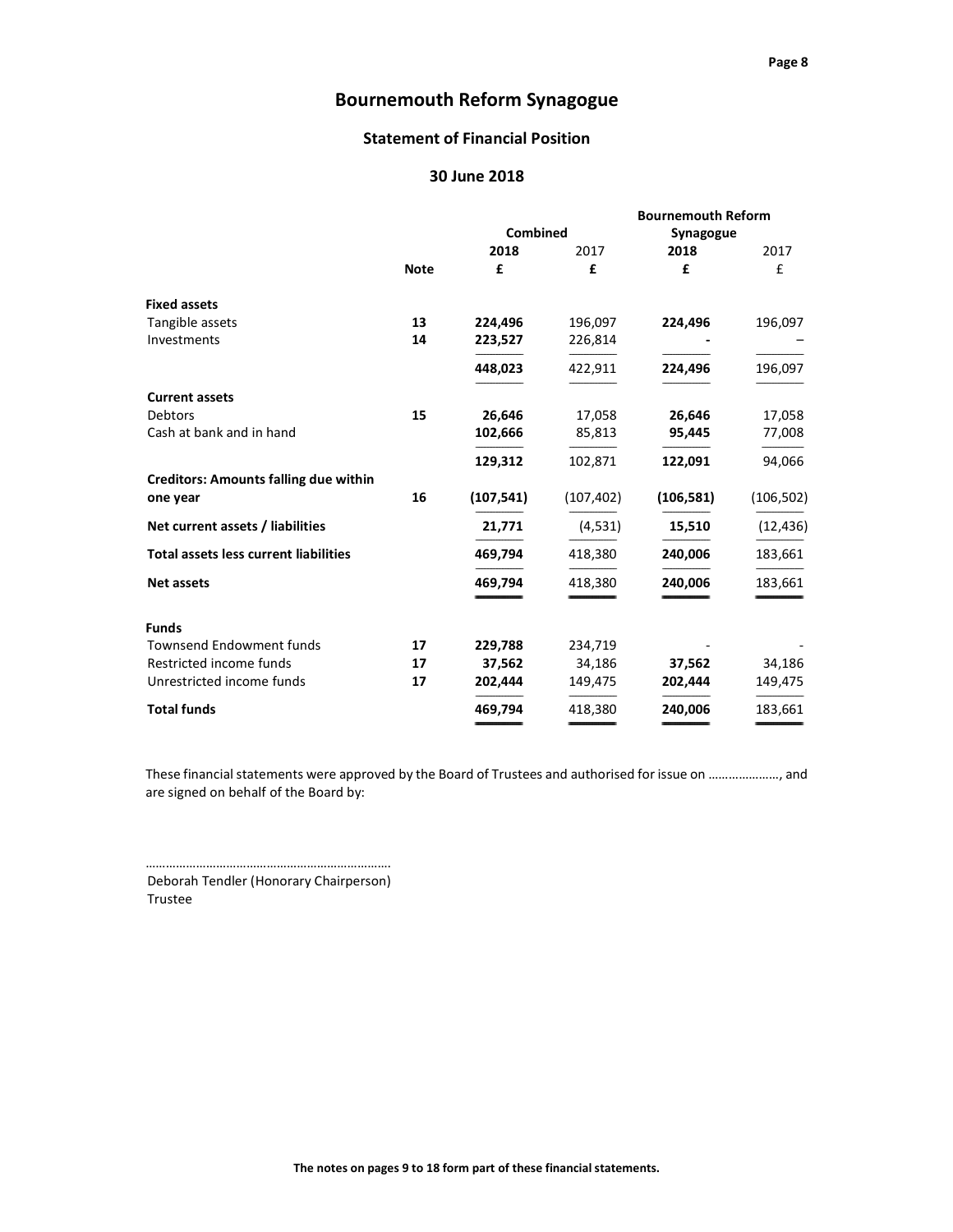# Bournemouth Reform Synagogue

## Statement of Financial Position

### 30 June 2018

| | Note | Combined 2018 £ | Combined 2017 £ | Bournemouth Reform Synagogue 2018 £ | Bournemouth Reform Synagogue 2017 £ |
|---|---|---|---|---|---|
| **Fixed assets** | | | | | |
| Tangible assets | **13** | **224,496** | 196,097 | **224,496** | 196,097 |
| Investments | **14** | **223,527** | 226,814 | **-** | – |
| | | **448,023** | 422,911 | **224,496** | 196,097 |
| **Current assets** | | | | | |
| Debtors | **15** | **26,646** | 17,058 | **26,646** | 17,058 |
| Cash at bank and in hand | | **102,666** | 85,813 | **95,445** | 77,008 |
| | | **129,312** | 102,871 | **122,091** | 94,066 |
| **Creditors: Amounts falling due within one year** | **16** | **(107,541)** | (107,402) | **(106,581)** | (106,502) |
| **Net current assets / liabilities** | | **21,771** | (4,531) | **15,510** | (12,436) |
| **Total assets less current liabilities** | | **469,794** | 418,380 | **240,006** | 183,661 |
| **Net assets** | | **469,794** | 418,380 | **240,006** | 183,661 |
| **Funds** | | | | | |
| Townsend Endowment funds | **17** | **229,788** | 234,719 | - | - |
| Restricted income funds | **17** | **37,562** | 34,186 | **37,562** | 34,186 |
| Unrestricted income funds | **17** | **202,444** | 149,475 | **202,444** | 149,475 |
| **Total funds** | | **469,794** | 418,380 | **240,006** | 183,661 |

These financial statements were approved by the Board of Trustees and authorised for issue on …………………, and are signed on behalf of the Board by:

………………………………………………………………

Deborah Tendler (Honorary Chairperson)
Trustee

**The notes on pages 9 to 18 form part of these financial statements.**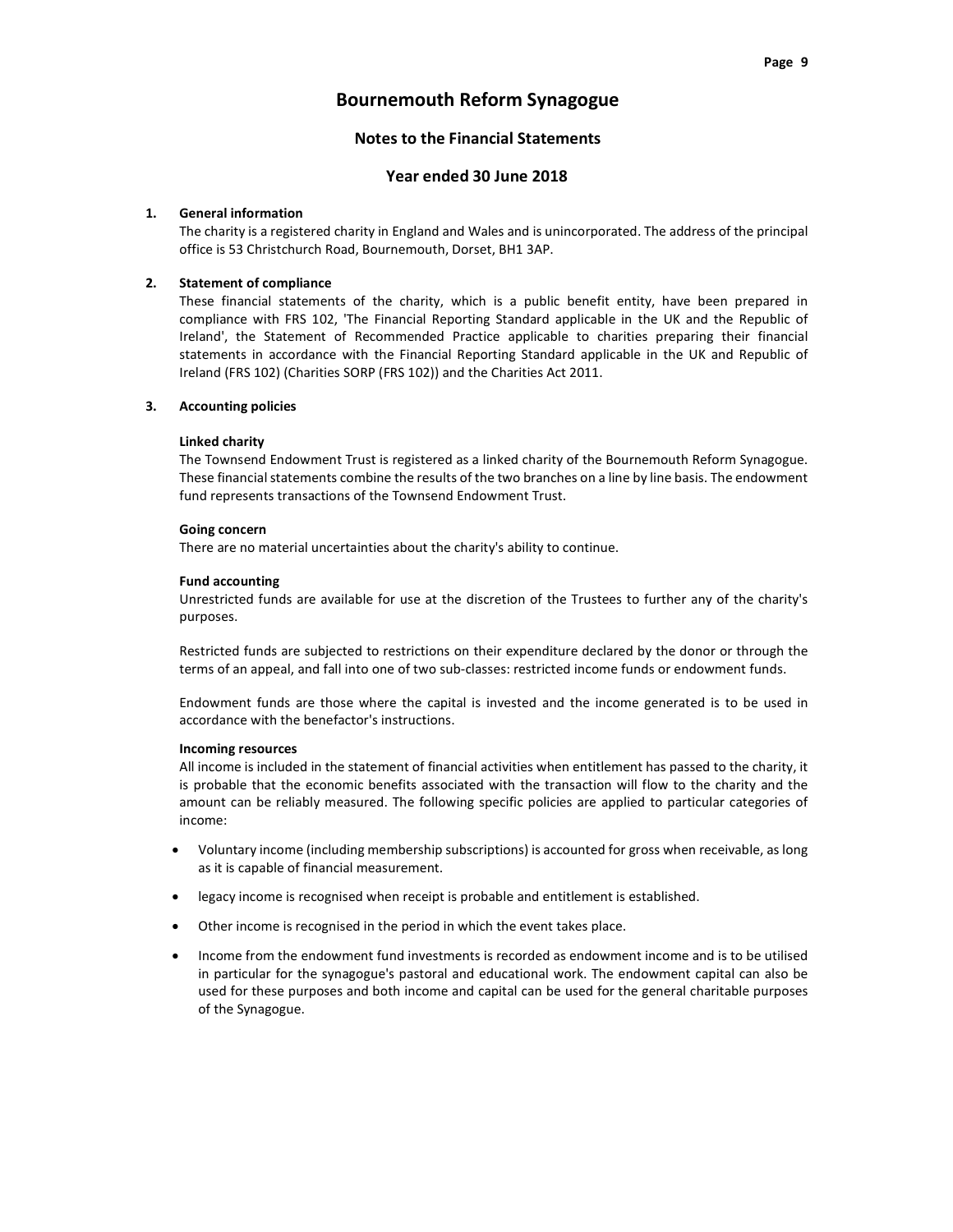# Bournemouth Reform Synagogue

## Notes to the Financial Statements

## Year ended 30 June 2018

**1. General information**

The charity is a registered charity in England and Wales and is unincorporated. The address of the principal office is 53 Christchurch Road, Bournemouth, Dorset, BH1 3AP.

**2. Statement of compliance**

These financial statements of the charity, which is a public benefit entity, have been prepared in compliance with FRS 102, 'The Financial Reporting Standard applicable in the UK and the Republic of Ireland', the Statement of Recommended Practice applicable to charities preparing their financial statements in accordance with the Financial Reporting Standard applicable in the UK and Republic of Ireland (FRS 102) (Charities SORP (FRS 102)) and the Charities Act 2011.

**3. Accounting policies**

**Linked charity**

The Townsend Endowment Trust is registered as a linked charity of the Bournemouth Reform Synagogue. These financial statements combine the results of the two branches on a line by line basis. The endowment fund represents transactions of the Townsend Endowment Trust.

**Going concern**

There are no material uncertainties about the charity's ability to continue.

**Fund accounting**

Unrestricted funds are available for use at the discretion of the Trustees to further any of the charity's purposes.

Restricted funds are subjected to restrictions on their expenditure declared by the donor or through the terms of an appeal, and fall into one of two sub-classes: restricted income funds or endowment funds.

Endowment funds are those where the capital is invested and the income generated is to be used in accordance with the benefactor's instructions.

**Incoming resources**

All income is included in the statement of financial activities when entitlement has passed to the charity, it is probable that the economic benefits associated with the transaction will flow to the charity and the amount can be reliably measured. The following specific policies are applied to particular categories of income:

- Voluntary income (including membership subscriptions) is accounted for gross when receivable, as long as it is capable of financial measurement.
- legacy income is recognised when receipt is probable and entitlement is established.
- Other income is recognised in the period in which the event takes place.
- Income from the endowment fund investments is recorded as endowment income and is to be utilised in particular for the synagogue's pastoral and educational work. The endowment capital can also be used for these purposes and both income and capital can be used for the general charitable purposes of the Synagogue.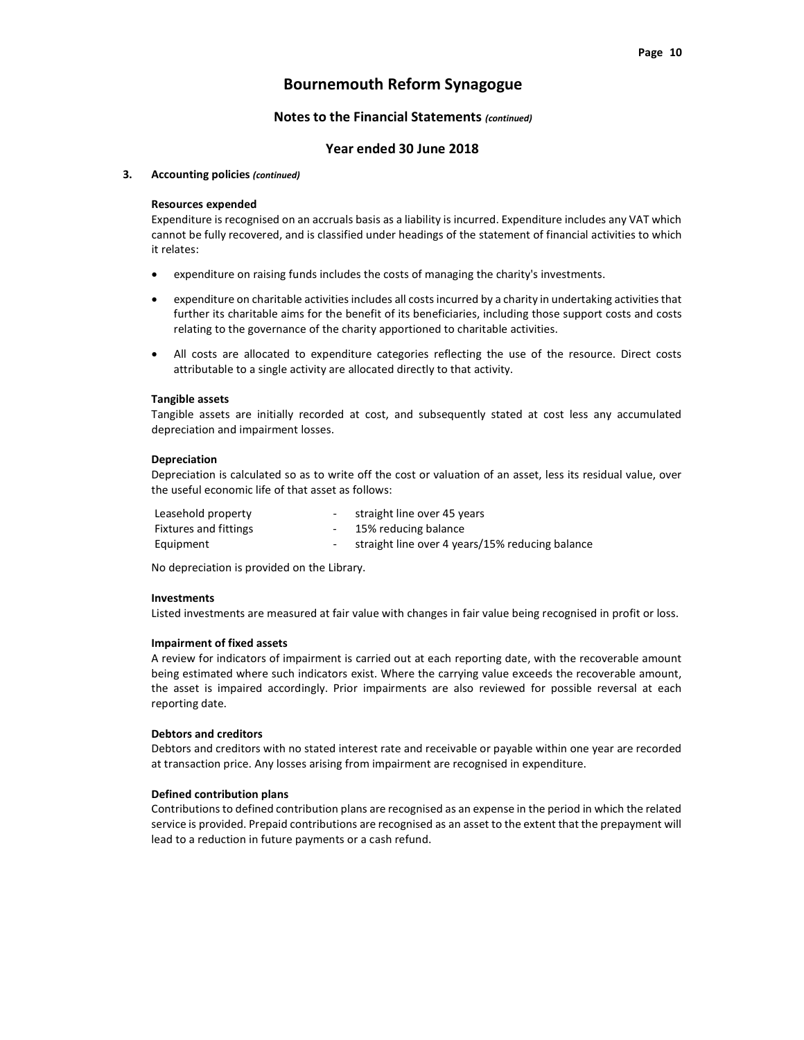# Bournemouth Reform Synagogue

## Notes to the Financial Statements *(continued)*

## Year ended 30 June 2018

### 3. Accounting policies *(continued)*

**Resources expended**

Expenditure is recognised on an accruals basis as a liability is incurred. Expenditure includes any VAT which cannot be fully recovered, and is classified under headings of the statement of financial activities to which it relates:

- expenditure on raising funds includes the costs of managing the charity's investments.
- expenditure on charitable activities includes all costs incurred by a charity in undertaking activities that further its charitable aims for the benefit of its beneficiaries, including those support costs and costs relating to the governance of the charity apportioned to charitable activities.
- All costs are allocated to expenditure categories reflecting the use of the resource. Direct costs attributable to a single activity are allocated directly to that activity.

**Tangible assets**

Tangible assets are initially recorded at cost, and subsequently stated at cost less any accumulated depreciation and impairment losses.

**Depreciation**

Depreciation is calculated so as to write off the cost or valuation of an asset, less its residual value, over the useful economic life of that asset as follows:

| | | |
|---|---|---|
| Leasehold property | - | straight line over 45 years |
| Fixtures and fittings | - | 15% reducing balance |
| Equipment | - | straight line over 4 years/15% reducing balance |

No depreciation is provided on the Library.

**Investments**

Listed investments are measured at fair value with changes in fair value being recognised in profit or loss.

**Impairment of fixed assets**

A review for indicators of impairment is carried out at each reporting date, with the recoverable amount being estimated where such indicators exist. Where the carrying value exceeds the recoverable amount, the asset is impaired accordingly. Prior impairments are also reviewed for possible reversal at each reporting date.

**Debtors and creditors**

Debtors and creditors with no stated interest rate and receivable or payable within one year are recorded at transaction price. Any losses arising from impairment are recognised in expenditure.

**Defined contribution plans**

Contributions to defined contribution plans are recognised as an expense in the period in which the related service is provided. Prepaid contributions are recognised as an asset to the extent that the prepayment will lead to a reduction in future payments or a cash refund.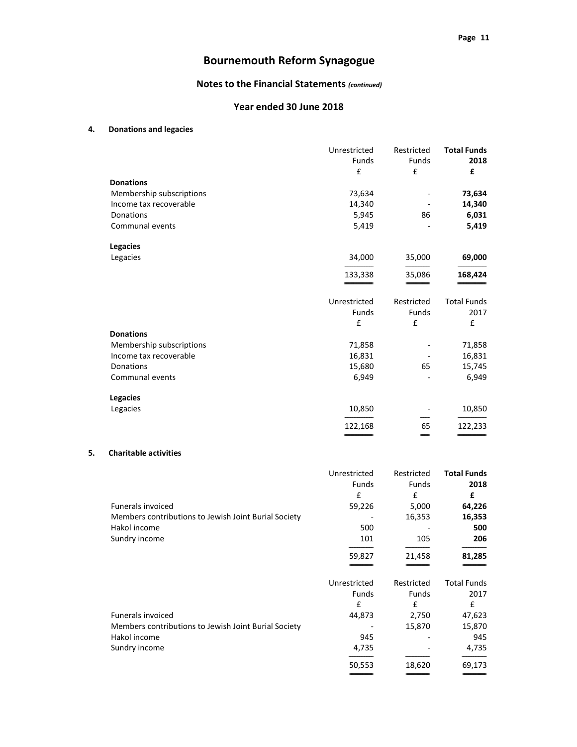# Bournemouth Reform Synagogue

## Notes to the Financial Statements *(continued)*

## Year ended 30 June 2018

### 4. Donations and legacies

| | Unrestricted Funds £ | Restricted Funds £ | **Total Funds 2018 £** |
|---|---|---|---|
| **Donations** | | | |
| Membership subscriptions | 73,634 | - | **73,634** |
| Income tax recoverable | 14,340 | - | **14,340** |
| Donations | 5,945 | 86 | **6,031** |
| Communal events | 5,419 | - | **5,419** |
| **Legacies** | | | |
| Legacies | 34,000 | 35,000 | **69,000** |
| | 133,338 | 35,086 | **168,424** |

| | Unrestricted Funds £ | Restricted Funds £ | Total Funds 2017 £ |
|---|---|---|---|
| **Donations** | | | |
| Membership subscriptions | 71,858 | - | 71,858 |
| Income tax recoverable | 16,831 | - | 16,831 |
| Donations | 15,680 | 65 | 15,745 |
| Communal events | 6,949 | - | 6,949 |
| **Legacies** | | | |
| Legacies | 10,850 | - | 10,850 |
| | 122,168 | 65 | 122,233 |

### 5. Charitable activities

| | Unrestricted Funds £ | Restricted Funds £ | **Total Funds 2018 £** |
|---|---|---|---|
| Funerals invoiced | 59,226 | 5,000 | **64,226** |
| Members contributions to Jewish Joint Burial Society | - | 16,353 | **16,353** |
| Hakol income | 500 | - | **500** |
| Sundry income | 101 | 105 | **206** |
| | 59,827 | 21,458 | **81,285** |

| | Unrestricted Funds £ | Restricted Funds £ | Total Funds 2017 £ |
|---|---|---|---|
| Funerals invoiced | 44,873 | 2,750 | 47,623 |
| Members contributions to Jewish Joint Burial Society | - | 15,870 | 15,870 |
| Hakol income | 945 | - | 945 |
| Sundry income | 4,735 | - | 4,735 |
| | 50,553 | 18,620 | 69,173 |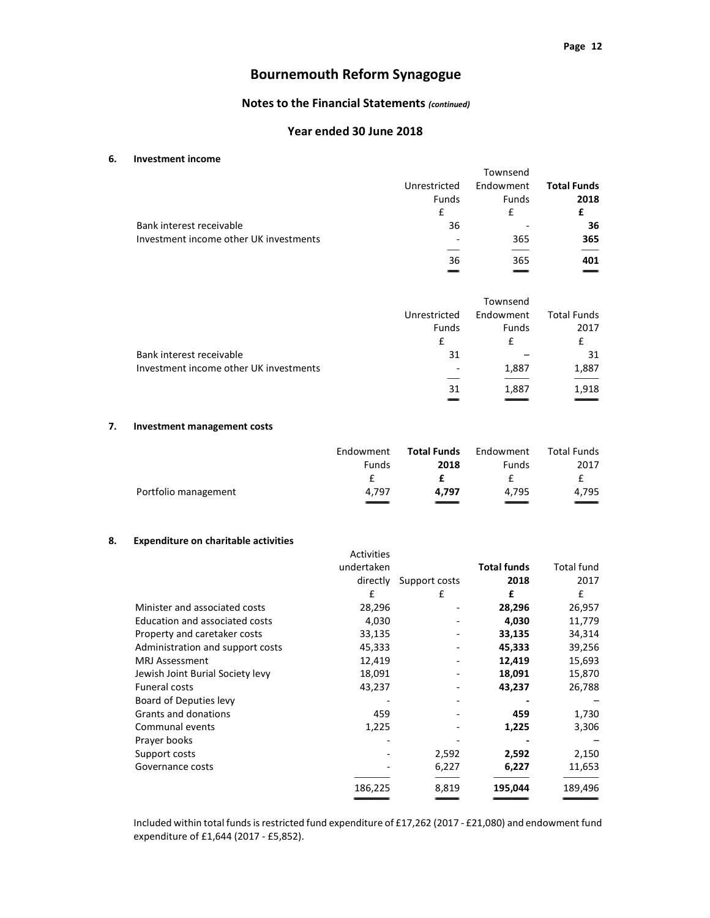# Bournemouth Reform Synagogue

## Notes to the Financial Statements *(continued)*

## Year ended 30 June 2018

### 6. Investment income

| | Unrestricted Funds | Townsend Endowment Funds | **Total Funds 2018** |
|---|---|---|---|
| | £ | £ | **£** |
| Bank interest receivable | 36 | - | **36** |
| Investment income other UK investments | - | 365 | **365** |
| | 36 | 365 | **401** |

| | Unrestricted Funds | Townsend Endowment Funds | Total Funds 2017 |
|---|---|---|---|
| | £ | £ | £ |
| Bank interest receivable | 31 | – | 31 |
| Investment income other UK investments | - | 1,887 | 1,887 |
| | 31 | 1,887 | 1,918 |

### 7. Investment management costs

| | Endowment Funds | **Total Funds 2018** | Endowment Funds | Total Funds 2017 |
|---|---|---|---|---|
| | £ | **£** | £ | £ |
| Portfolio management | 4,797 | **4,797** | 4,795 | 4,795 |

### 8. Expenditure on charitable activities

| | Activities undertaken directly | Support costs | **Total funds 2018** | Total fund 2017 |
|---|---|---|---|---|
| | £ | £ | **£** | £ |
| Minister and associated costs | 28,296 | - | **28,296** | 26,957 |
| Education and associated costs | 4,030 | - | **4,030** | 11,779 |
| Property and caretaker costs | 33,135 | - | **33,135** | 34,314 |
| Administration and support costs | 45,333 | - | **45,333** | 39,256 |
| MRJ Assessment | 12,419 | - | **12,419** | 15,693 |
| Jewish Joint Burial Society levy | 18,091 | - | **18,091** | 15,870 |
| Funeral costs | 43,237 | - | **43,237** | 26,788 |
| Board of Deputies levy | - | - | **-** | – |
| Grants and donations | 459 | - | **459** | 1,730 |
| Communal events | 1,225 | - | **1,225** | 3,306 |
| Prayer books | - | - | **-** | – |
| Support costs | - | 2,592 | **2,592** | 2,150 |
| Governance costs | - | 6,227 | **6,227** | 11,653 |
| | 186,225 | 8,819 | **195,044** | 189,496 |

Included within total funds is restricted fund expenditure of £17,262 (2017 - £21,080) and endowment fund expenditure of £1,644 (2017 - £5,852).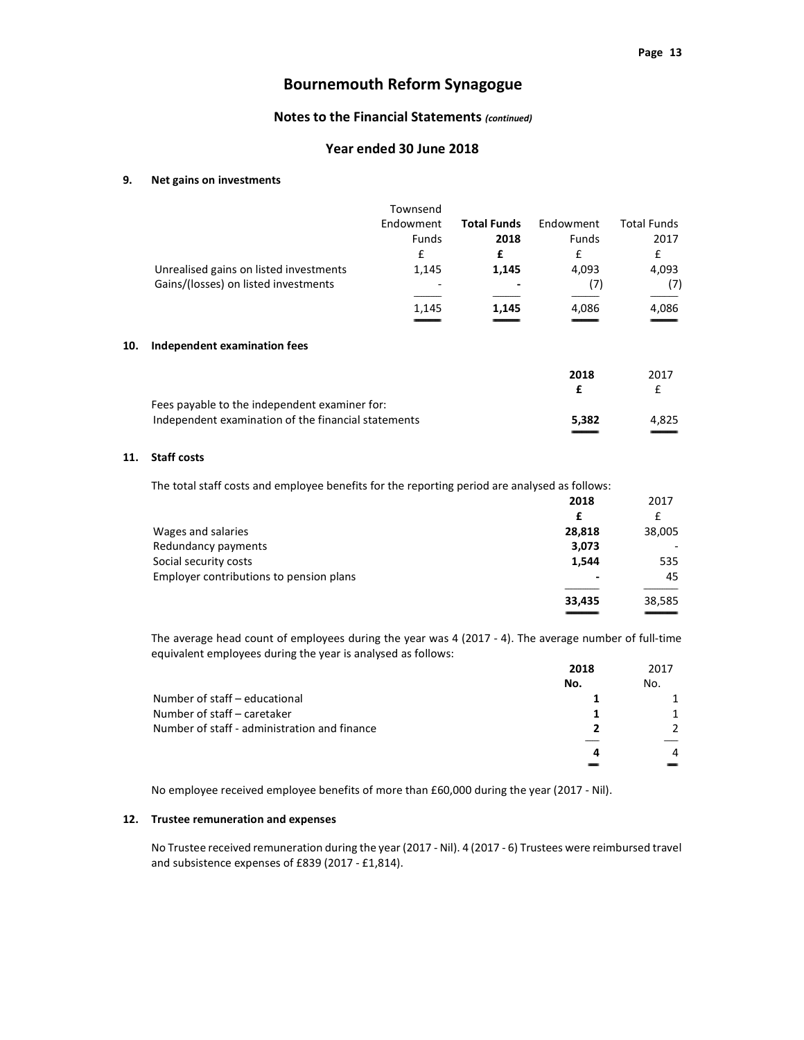# Bournemouth Reform Synagogue

## Notes to the Financial Statements *(continued)*

## Year ended 30 June 2018

### 9. Net gains on investments

| | Townsend Endowment Funds | **Total Funds 2018** | Endowment Funds | Total Funds 2017 |
|---|---|---|---|---|
| | £ | **£** | £ | £ |
| Unrealised gains on listed investments | 1,145 | **1,145** | 4,093 | 4,093 |
| Gains/(losses) on listed investments | - | **-** | (7) | (7) |
| | 1,145 | **1,145** | 4,086 | 4,086 |

### 10. Independent examination fees

| | **2018** | 2017 |
|---|---|---|
| | **£** | £ |
| Fees payable to the independent examiner for: | | |
| Independent examination of the financial statements | **5,382** | 4,825 |

### 11. Staff costs

The total staff costs and employee benefits for the reporting period are analysed as follows:

| | **2018** | 2017 |
|---|---|---|
| | **£** | £ |
| Wages and salaries | **28,818** | 38,005 |
| Redundancy payments | **3,073** | - |
| Social security costs | **1,544** | 535 |
| Employer contributions to pension plans | **-** | 45 |
| | **33,435** | 38,585 |

The average head count of employees during the year was 4 (2017 - 4). The average number of full-time equivalent employees during the year is analysed as follows:

| | **2018** | 2017 |
|---|---|---|
| | **No.** | No. |
| Number of staff – educational | **1** | 1 |
| Number of staff – caretaker | **1** | 1 |
| Number of staff - administration and finance | **2** | 2 |
| | **4** | 4 |

No employee received employee benefits of more than £60,000 during the year (2017 - Nil).

### 12. Trustee remuneration and expenses

No Trustee received remuneration during the year (2017 - Nil). 4 (2017 - 6) Trustees were reimbursed travel and subsistence expenses of £839 (2017 - £1,814).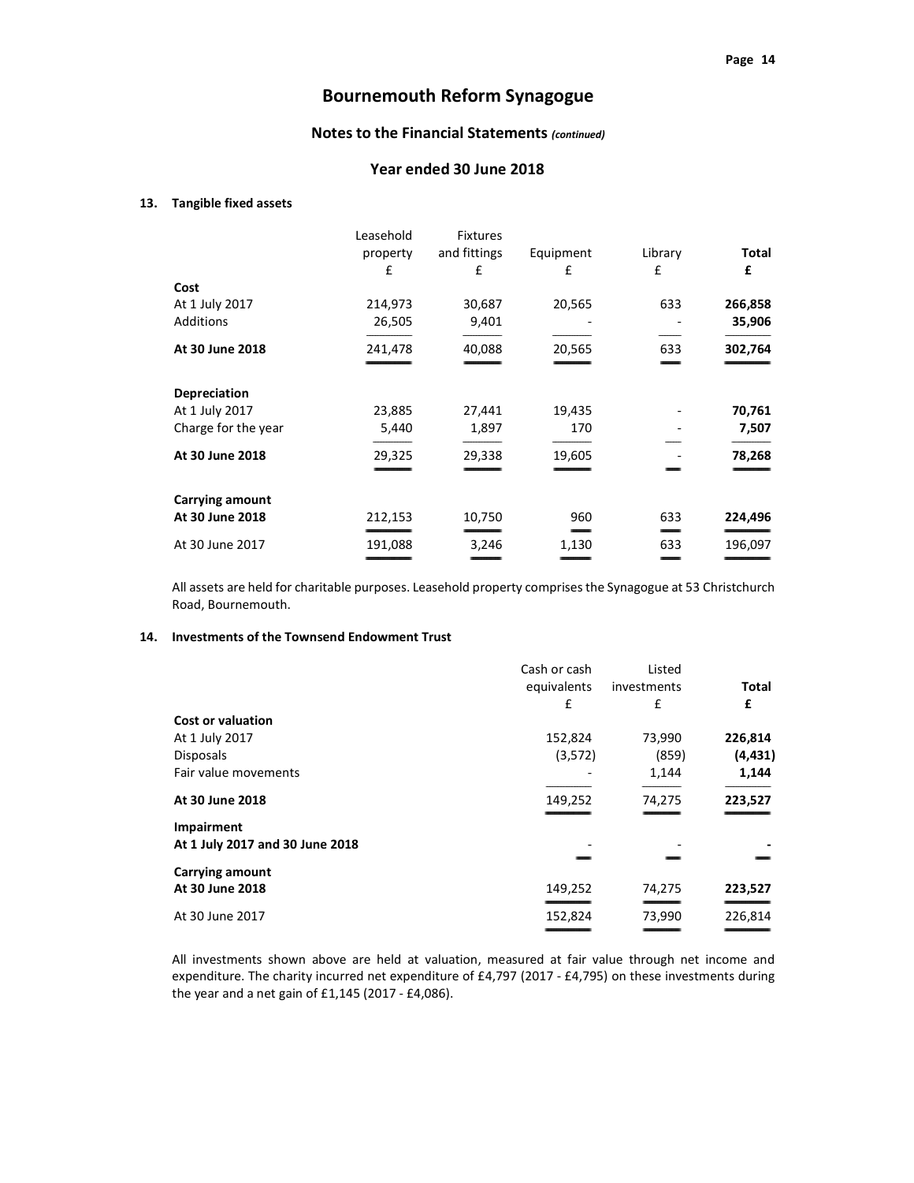# Bournemouth Reform Synagogue

## Notes to the Financial Statements *(continued)*

## Year ended 30 June 2018

### 13. Tangible fixed assets

| | Leasehold property £ | Fixtures and fittings £ | Equipment £ | Library £ | **Total £** |
|---|---|---|---|---|---|
| **Cost** | | | | | |
| At 1 July 2017 | 214,973 | 30,687 | 20,565 | 633 | **266,858** |
| Additions | 26,505 | 9,401 | - | - | **35,906** |
| **At 30 June 2018** | 241,478 | 40,088 | 20,565 | 633 | **302,764** |
| **Depreciation** | | | | | |
| At 1 July 2017 | 23,885 | 27,441 | 19,435 | - | **70,761** |
| Charge for the year | 5,440 | 1,897 | 170 | - | **7,507** |
| **At 30 June 2018** | 29,325 | 29,338 | 19,605 | - | **78,268** |
| **Carrying amount** | | | | | |
| **At 30 June 2018** | 212,153 | 10,750 | 960 | 633 | **224,496** |
| At 30 June 2017 | 191,088 | 3,246 | 1,130 | 633 | 196,097 |

All assets are held for charitable purposes. Leasehold property comprises the Synagogue at 53 Christchurch Road, Bournemouth.

### 14. Investments of the Townsend Endowment Trust

| | Cash or cash equivalents £ | Listed investments £ | **Total £** |
|---|---|---|---|
| **Cost or valuation** | | | |
| At 1 July 2017 | 152,824 | 73,990 | **226,814** |
| Disposals | (3,572) | (859) | **(4,431)** |
| Fair value movements | - | 1,144 | **1,144** |
| **At 30 June 2018** | 149,252 | 74,275 | **223,527** |
| **Impairment** | | | |
| **At 1 July 2017 and 30 June 2018** | - | - | **-** |
| **Carrying amount** | | | |
| **At 30 June 2018** | 149,252 | 74,275 | **223,527** |
| At 30 June 2017 | 152,824 | 73,990 | 226,814 |

All investments shown above are held at valuation, measured at fair value through net income and expenditure. The charity incurred net expenditure of £4,797 (2017 - £4,795) on these investments during the year and a net gain of £1,145 (2017 - £4,086).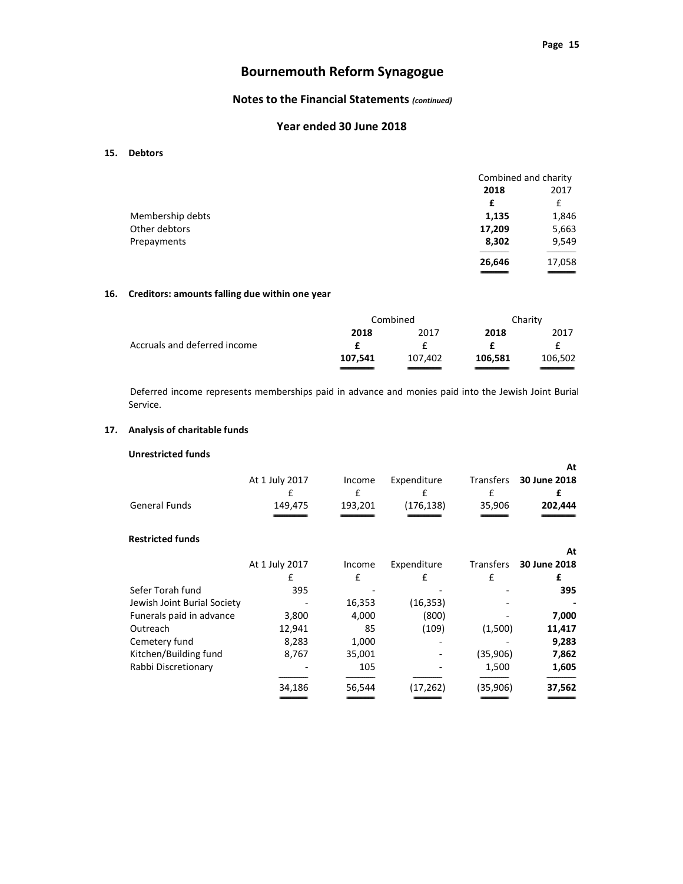# Bournemouth Reform Synagogue

## Notes to the Financial Statements *(continued)*

## Year ended 30 June 2018

### 15. Debtors

| | Combined and charity | |
|---|---|---|
| | **2018** | 2017 |
| | **£** | £ |
| Membership debts | **1,135** | 1,846 |
| Other debtors | **17,209** | 5,663 |
| Prepayments | **8,302** | 9,549 |
| | **26,646** | 17,058 |

### 16. Creditors: amounts falling due within one year

| | Combined | | Charity | |
|---|---|---|---|---|
| | **2018** | 2017 | **2018** | 2017 |
| Accruals and deferred income | **£** | £ | **£** | £ |
| | **107,541** | 107,402 | **106,581** | 106,502 |

Deferred income represents memberships paid in advance and monies paid into the Jewish Joint Burial Service.

### 17. Analysis of charitable funds

**Unrestricted funds**

| | At 1 July 2017 | Income | Expenditure | Transfers | **At 30 June 2018** |
|---|---|---|---|---|---|
| | £ | £ | £ | £ | **£** |
| General Funds | 149,475 | 193,201 | (176,138) | 35,906 | **202,444** |

**Restricted funds**

| | At 1 July 2017 | Income | Expenditure | Transfers | **At 30 June 2018** |
|---|---|---|---|---|---|
| | £ | £ | £ | £ | **£** |
| Sefer Torah fund | 395 | - | - | - | **395** |
| Jewish Joint Burial Society | - | 16,353 | (16,353) | - | **-** |
| Funerals paid in advance | 3,800 | 4,000 | (800) | - | **7,000** |
| Outreach | 12,941 | 85 | (109) | (1,500) | **11,417** |
| Cemetery fund | 8,283 | 1,000 | - | - | **9,283** |
| Kitchen/Building fund | 8,767 | 35,001 | - | (35,906) | **7,862** |
| Rabbi Discretionary | - | 105 | - | 1,500 | **1,605** |
| | 34,186 | 56,544 | (17,262) | (35,906) | **37,562** |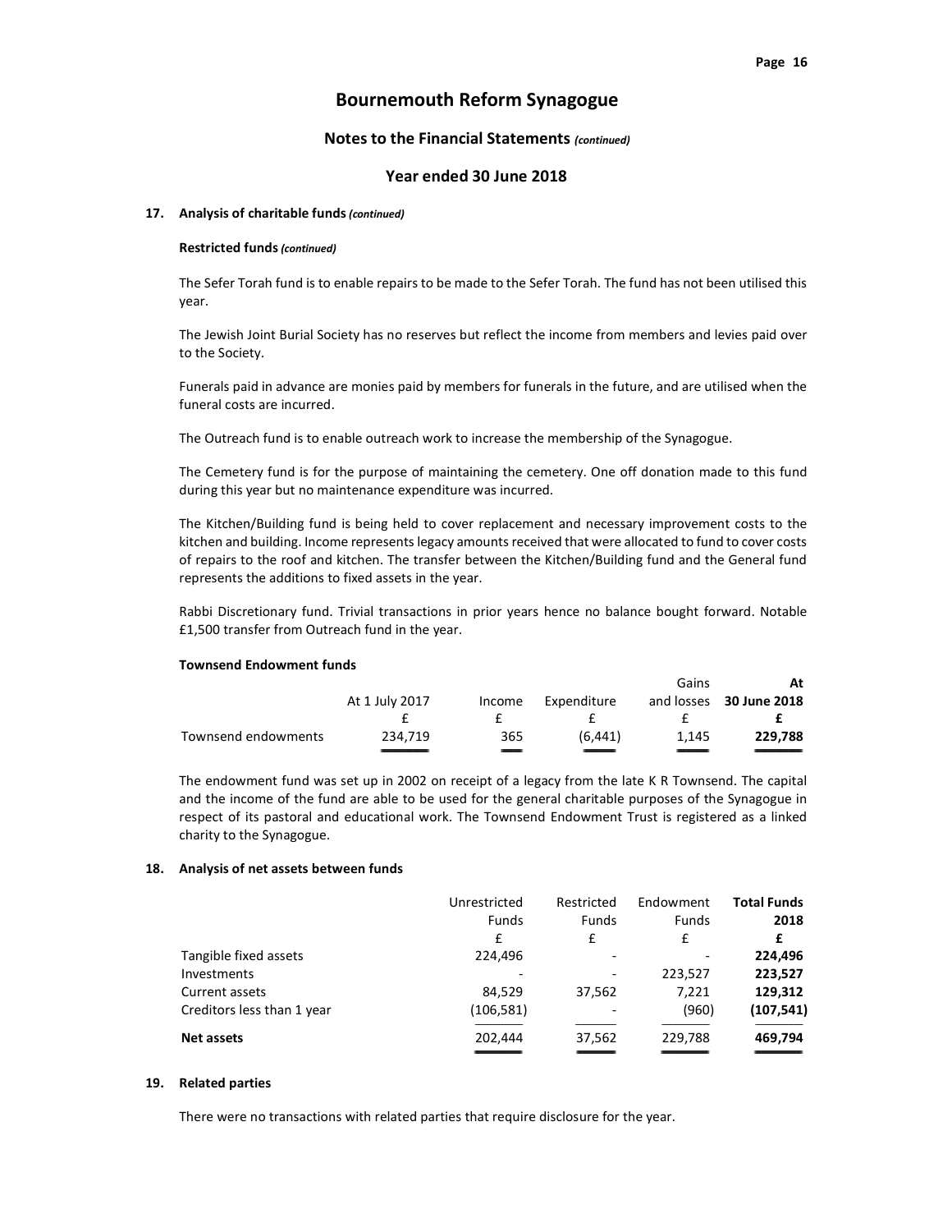# Bournemouth Reform Synagogue

## Notes to the Financial Statements *(continued)*

## Year ended 30 June 2018

### 17. Analysis of charitable funds *(continued)*

**Restricted funds** *(continued)*

The Sefer Torah fund is to enable repairs to be made to the Sefer Torah. The fund has not been utilised this year.

The Jewish Joint Burial Society has no reserves but reflect the income from members and levies paid over to the Society.

Funerals paid in advance are monies paid by members for funerals in the future, and are utilised when the funeral costs are incurred.

The Outreach fund is to enable outreach work to increase the membership of the Synagogue.

The Cemetery fund is for the purpose of maintaining the cemetery. One off donation made to this fund during this year but no maintenance expenditure was incurred.

The Kitchen/Building fund is being held to cover replacement and necessary improvement costs to the kitchen and building. Income represents legacy amounts received that were allocated to fund to cover costs of repairs to the roof and kitchen. The transfer between the Kitchen/Building fund and the General fund represents the additions to fixed assets in the year.

Rabbi Discretionary fund. Trivial transactions in prior years hence no balance bought forward. Notable £1,500 transfer from Outreach fund in the year.

**Townsend Endowment funds**

| | At 1 July 2017 | Income | Expenditure | Gains and losses | **At 30 June 2018** |
|---|---|---|---|---|---|
| | £ | £ | £ | £ | **£** |
| Townsend endowments | 234,719 | 365 | (6,441) | 1,145 | **229,788** |

The endowment fund was set up in 2002 on receipt of a legacy from the late K R Townsend. The capital and the income of the fund are able to be used for the general charitable purposes of the Synagogue in respect of its pastoral and educational work. The Townsend Endowment Trust is registered as a linked charity to the Synagogue.

### 18. Analysis of net assets between funds

| | Unrestricted Funds | Restricted Funds | Endowment Funds | **Total Funds 2018** |
|---|---|---|---|---|
| | £ | £ | £ | **£** |
| Tangible fixed assets | 224,496 | - | - | **224,496** |
| Investments | - | - | 223,527 | **223,527** |
| Current assets | 84,529 | 37,562 | 7,221 | **129,312** |
| Creditors less than 1 year | (106,581) | - | (960) | **(107,541)** |
| **Net assets** | 202,444 | 37,562 | 229,788 | **469,794** |

### 19. Related parties

There were no transactions with related parties that require disclosure for the year.